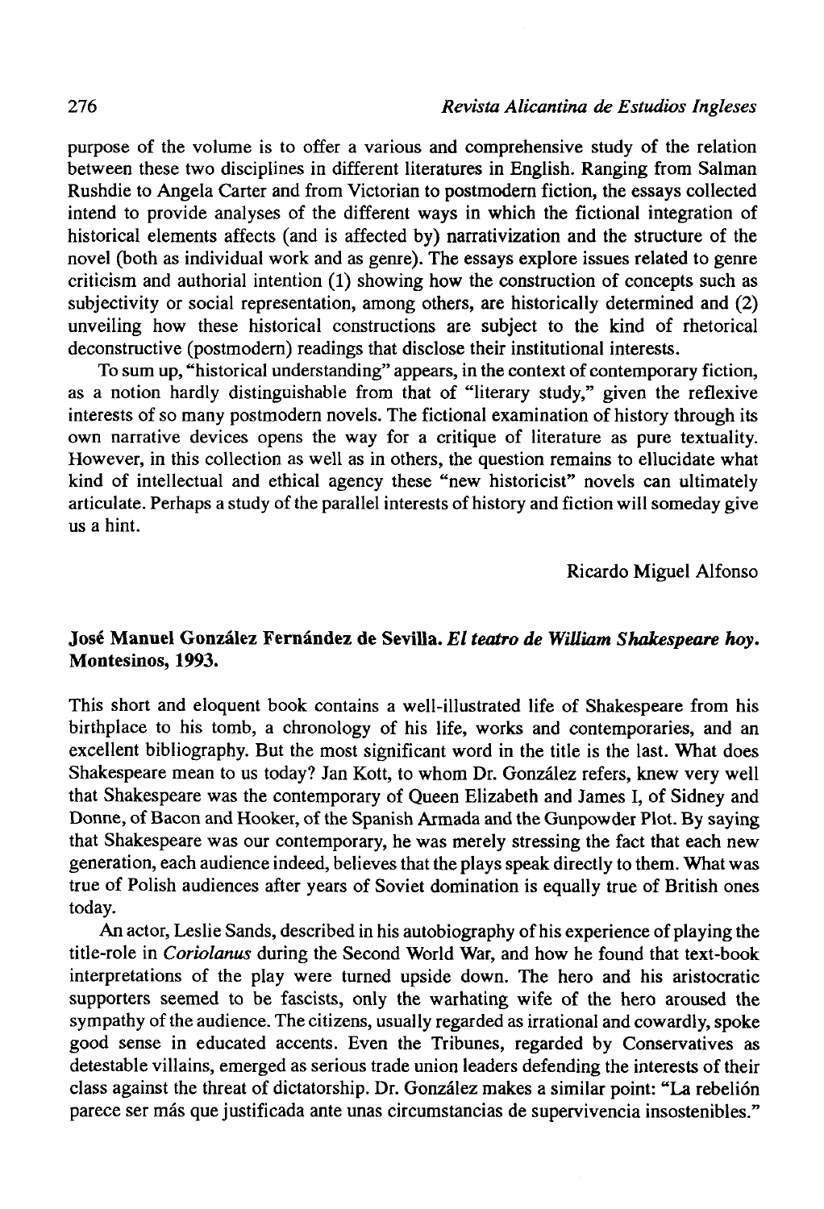purpose of the volume is to offer a various and comprehensive study of the relation between these two disciplines in different literatures in English. Ranging from Salman Rushdie to Angela Carter and from Victorian to postmodern fiction, the essays collected intend to provide analyses of the different ways in which the fictional integration of historical elements affects (and is affected by) narrativization and the structure of the novel (both as individual work and as genre). The essays explore issues related to genre criticism and authorial intention (1) showing how the construction of concepts such as subjectivity or social representation, among others, are historically determined and (2) unveiling how these historical constructions are subject to the kind of rhetorical deconstructive (postmodern) readings that disclose their institutional interests.

To sum up, "historical understanding" appears, in the context of contemporary fiction, as a notion hardly distinguishable from that of "literary study," given the reflexive interests of so many postmodern novels. The fictional examination of history through its own narrative devices opens the way for a critique of literature as pure textuality. However, in this collection as well as in others, the question remains to ellucidate what kind of intellectual and ethical agency these "new historicist" novels can ultimately articulate. Perhaps a study of the parallel interests of history and fiction will someday give us a hint.

Ricardo Miguel Alfonso

**José Manuel González Fernández de Sevilla.** ***El teatro de William Shakespeare hoy.*** **Montesinos, 1993.**

This short and eloquent book contains a well-illustrated life of Shakespeare from his birthplace to his tomb, a chronology of his life, works and contemporaries, and an excellent bibliography. But the most significant word in the title is the last. What does Shakespeare mean to us today? Jan Kott, to whom Dr. González refers, knew very well that Shakespeare was the contemporary of Queen Elizabeth and James I, of Sidney and Donne, of Bacon and Hooker, of the Spanish Armada and the Gunpowder Plot. By saying that Shakespeare was our contemporary, he was merely stressing the fact that each new generation, each audience indeed, believes that the plays speak directly to them. What was true of Polish audiences after years of Soviet domination is equally true of British ones today.

An actor, Leslie Sands, described in his autobiography of his experience of playing the title-role in *Coriolanus* during the Second World War, and how he found that text-book interpretations of the play were turned upside down. The hero and his aristocratic supporters seemed to be fascists, only the warhating wife of the hero aroused the sympathy of the audience. The citizens, usually regarded as irrational and cowardly, spoke good sense in educated accents. Even the Tribunes, regarded by Conservatives as detestable villains, emerged as serious trade union leaders defending the interests of their class against the threat of dictatorship. Dr. González makes a similar point: "La rebelión parece ser más que justificada ante unas circumstancias de supervivencia insostenibles."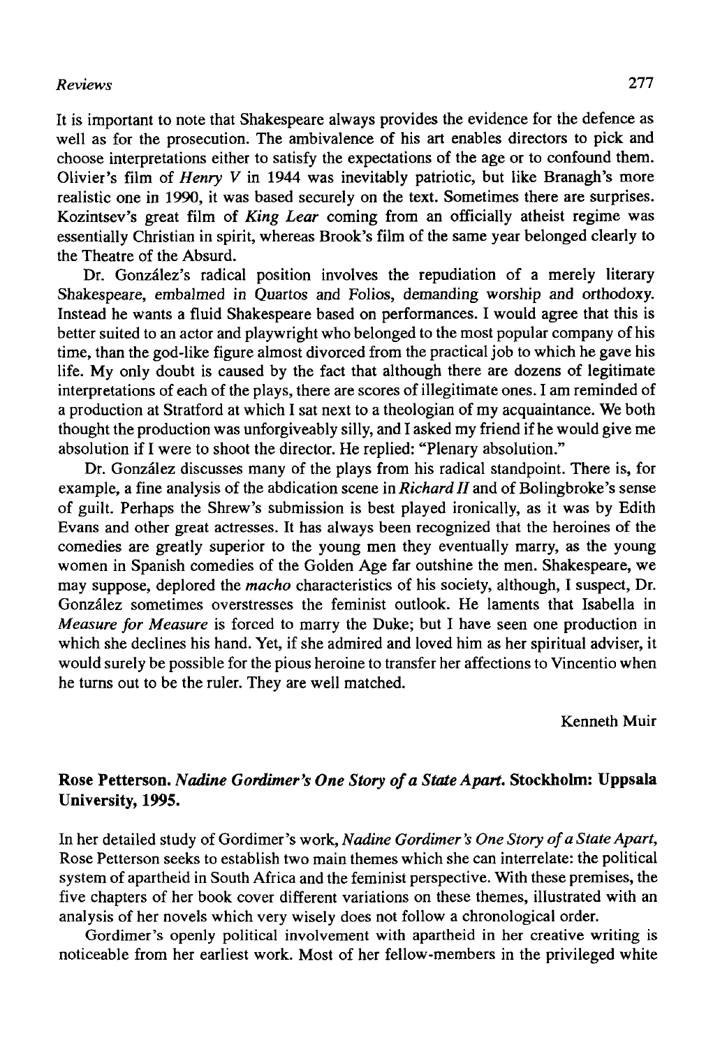It is important to note that Shakespeare always provides the evidence for the defence as well as for the prosecution. The ambivalence of his art enables directors to pick and choose interpretations either to satisfy the expectations of the age or to confound them. Olivier's film of *Henry V* in 1944 was inevitably patriotic, but like Branagh's more realistic one in 1990, it was based securely on the text. Sometimes there are surprises. Kozintsev's great film of *King Lear* coming from an officially atheist regime was essentially Christian in spirit, whereas Brook's film of the same year belonged clearly to the Theatre of the Absurd.

Dr. González's radical position involves the repudiation of a merely literary Shakespeare, embalmed in Quartos and Folios, demanding worship and orthodoxy. Instead he wants a fluid Shakespeare based on performances. I would agree that this is better suited to an actor and playwright who belonged to the most popular company of his time, than the god-like figure almost divorced from the practical job to which he gave his life. My only doubt is caused by the fact that although there are dozens of legitimate interpretations of each of the plays, there are scores of illegitimate ones. I am reminded of a production at Stratford at which I sat next to a theologian of my acquaintance. We both thought the production was unforgiveably silly, and I asked my friend if he would give me absolution if I were to shoot the director. He replied: "Plenary absolution."

Dr. González discusses many of the plays from his radical standpoint. There is, for example, a fine analysis of the abdication scene in *Richard II* and of Bolingbroke's sense of guilt. Perhaps the Shrew's submission is best played ironically, as it was by Edith Evans and other great actresses. It has always been recognized that the heroines of the comedies are greatly superior to the young men they eventually marry, as the young women in Spanish comedies of the Golden Age far outshine the men. Shakespeare, we may suppose, deplored the *macho* characteristics of his society, although, I suspect, Dr. González sometimes overstresses the feminist outlook. He laments that Isabella in *Measure for Measure* is forced to marry the Duke; but I have seen one production in which she declines his hand. Yet, if she admired and loved him as her spiritual adviser, it would surely be possible for the pious heroine to transfer her affections to Vincentio when he turns out to be the ruler. They are well matched.

Kenneth Muir

## Rose Petterson. *Nadine Gordimer's One Story of a State Apart.* Stockholm: Uppsala University, 1995.

In her detailed study of Gordimer's work, *Nadine Gordimer's One Story of a State Apart*, Rose Petterson seeks to establish two main themes which she can interrelate: the political system of apartheid in South Africa and the feminist perspective. With these premises, the five chapters of her book cover different variations on these themes, illustrated with an analysis of her novels which very wisely does not follow a chronological order.

Gordimer's openly political involvement with apartheid in her creative writing is noticeable from her earliest work. Most of her fellow-members in the privileged white